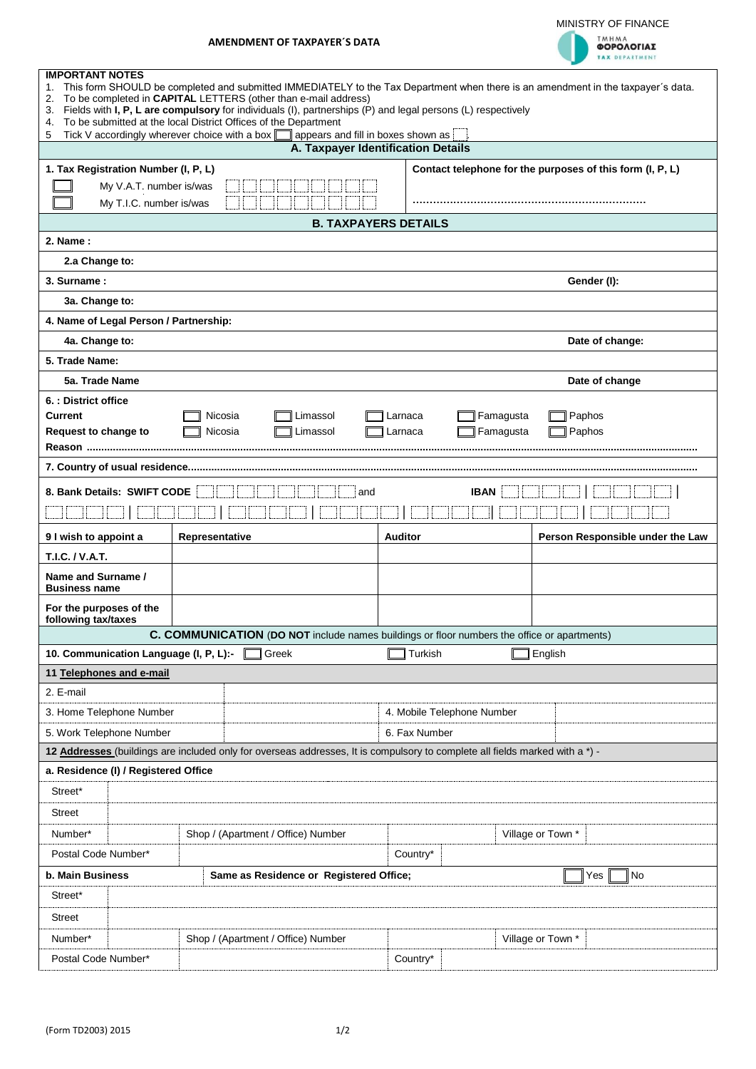MINISTRY OF FINANCE

ΤΜΗΜΑ ΦΟΡΟΛΟΓΙΑΣ TAX DEPARTMENT

# AMENDMENT OF TAXPAYER´S DATA

**IMPORTANT NOTES**

1. This form SHOULD be completed and submitted IMMEDIATELY to the Tax Department when there is an amendment in the taxpayer´s data.
2. To be completed in **CAPITAL** LETTERS (other than e-mail address)
3. Fields with **I, P, L are compulsory** for individuals (I), partnerships (P) and legal persons (L) respectively
4. To be submitted at the local District Offices of the Department
5. Tick V accordingly wherever choice with a box ☐ appears and fill in boxes shown as ☐.

## A. Taxpayer Identification Details

| 1. Tax Registration Number (I, P, L) | Contact telephone for the purposes of this form (I, P, L) |
|---|---|
| ☐ My V.A.T. number is/was ☐☐☐☐☐☐☐☐☐ | ............................................................... |
| ☐ My T.I.C. number is/was ☐☐☐☐☐☐☐☐☐ | |

## B. TAXPAYERS DETAILS

**2. Name :**

**2.a Change to:**

**3. Surname :** | **Gender (I):**

**3a. Change to:**

**4. Name of Legal Person / Partnership:**

**4a. Change to:** | **Date of change:**

**5. Trade Name:**

**5a. Trade Name** | **Date of change**

**6. : District office**

| | | | | | |
|---|---|---|---|---|---|
| **Current** | ☐ Nicosia | ☐ Limassol | ☐ Larnaca | ☐ Famagusta | ☐ Paphos |
| **Request to change to** | ☐ Nicosia | ☐ Limassol | ☐ Larnaca | ☐ Famagusta | ☐ Paphos |

**Reason** ..........................................................................................................................................................................

**7. Country of usual residence**..........................................................................................................................................

**8. Bank Details: SWIFT CODE** ☐☐☐☐☐☐☐☐☐☐☐ and **IBAN** ☐☐☐☐ | ☐☐☐☐ | ☐☐☐☐ | ☐☐☐☐ | ☐☐☐☐ | ☐☐☐☐ | ☐☐☐☐ | ☐☐☐☐

| 9 I wish to appoint a | Representative | Auditor | Person Responsible under the Law |
|---|---|---|---|
| T.I.C. / V.A.T. | | | |
| Name and Surname / Business name | | | |
| For the purposes of the following tax/taxes | | | |

## C. COMMUNICATION (DO NOT include names buildings or floor numbers the office or apartments)

**10. Communication Language (I, P, L):-** ☐ Greek ☐ Turkish ☐ English

**11 Telephones and e-mail**

| | | | |
|---|---|---|---|
| 2. E-mail | | | |
| 3. Home Telephone Number | | 4. Mobile Telephone Number | |
| 5. Work Telephone Number | | 6. Fax Number | |

**12 Addresses** (buildings are included only for overseas addresses, It is compulsory to complete all fields marked with a *) -

**a. Residence (I) / Registered Office**

| | | | | | |
|---|---|---|---|---|---|
| Street* | | | | | |
| Street | | | | | |
| Number* | | Shop / (Apartment / Office) Number | | Village or Town * | |
| Postal Code Number* | | | Country* | | |

**b. Main Business** | **Same as Residence or Registered Office;** ☐ Yes ☐ No

| | | | | | |
|---|---|---|---|---|---|
| Street* | | | | | |
| Street | | | | | |
| Number* | | Shop / (Apartment / Office) Number | | Village or Town * | |
| Postal Code Number* | | | Country* | | |

(Form TD2003) 2015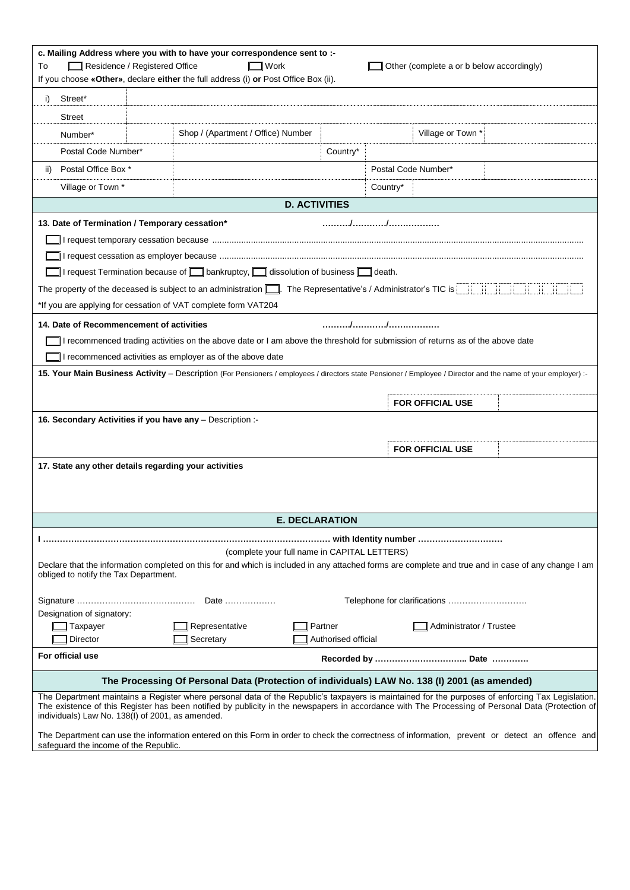**c. Mailing Address where you with to have your correspondence sent to :-**

To ☐ Residence / Registered Office ☐ Work ☐ Other (complete a or b below accordingly)

If you choose **«Other»**, declare **either** the full address (i) **or** Post Office Box (ii).

| | | | | | |
|---|---|---|---|---|---|
| i) Street* | | | | | |
| Street | | | | | |
| Number* | | Shop / (Apartment / Office) Number | | Village or Town * | |
| Postal Code Number* | | | Country* | | |
| ii) Postal Office Box * | | | | Postal Code Number* | |
| Village or Town * | | | | Country* | |

## D. ACTIVITIES

**13. Date of Termination / Temporary cessation*** ………/…………/………………

☐ I request temporary cessation because ……………………………………………………………………………………………

☐ I request cessation as employer because ……………………………………………………………………………………………

☐ I request Termination because of ☐ bankruptcy, ☐ dissolution of business ☐ death.

The property of the deceased is subject to an administration ☐. The Representative's / Administrator's TIC is ☐☐☐☐☐☐☐☐☐

*If you are applying for cessation of VAT complete form VAT204

**14. Date of Recommencement of activities** ………/…………/………………

☐ I recommenced trading activities on the above date or I am above the threshold for submission of returns as of the above date

☐ I recommenced activities as employer as of the above date

**15. Your Main Business Activity** – Description (For Pensioners / employees / directors state Pensioner / Employee / Director and the name of your employer) :-

**FOR OFFICIAL USE**

**16. Secondary Activities if you have any** – Description :-

**FOR OFFICIAL USE**

**17. State any other details regarding your activities**

## E. DECLARATION

**I ……………………………………………………………………………………… with Identity number ………………………**

(complete your full name in CAPITAL LETTERS)

Declare that the information completed on this for and which is included in any attached forms are complete and true and in case of any change I am obliged to notify the Tax Department.

Signature …………………………………… Date ……………… Telephone for clarifications ………………………

Designation of signatory:

☐ Taxpayer ☐ Representative ☐ Partner ☐ Administrator / Trustee

☐ Director ☐ Secretary ☐ Authorised official

**For official use** **Recorded by ………………………….. Date …………**

### The Processing Of Personal Data (Protection of individuals) LAW No. 138 (I) 2001 (as amended)

The Department maintains a Register where personal data of the Republic's taxpayers is maintained for the purposes of enforcing Tax Legislation. The existence of this Register has been notified by publicity in the newspapers in accordance with The Processing of Personal Data (Protection of individuals) Law No. 138(I) of 2001, as amended.

The Department can use the information entered on this Form in order to check the correctness of information, prevent or detect an offence and safeguard the income of the Republic.